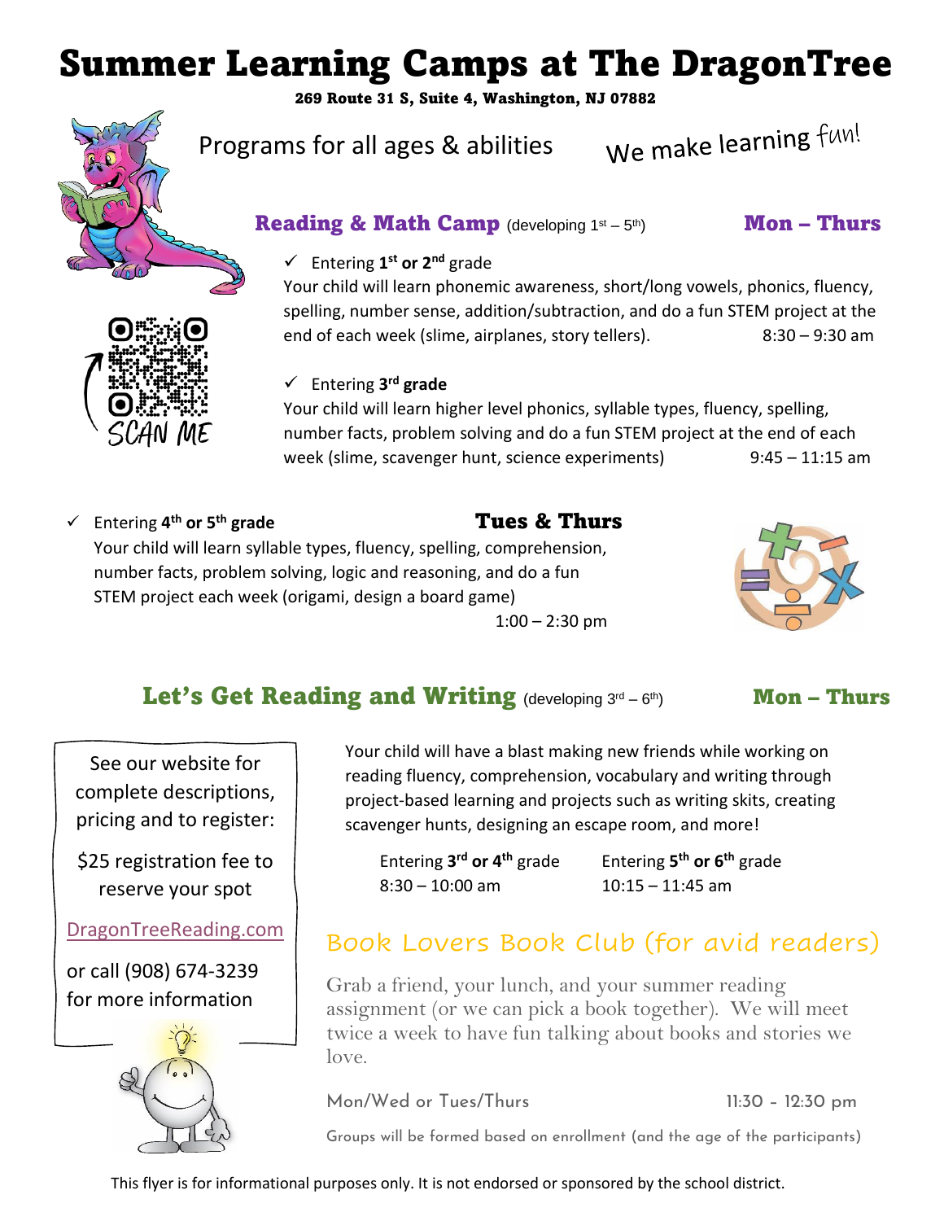# Summer Learning Camps at The DragonTree

**269 Route 31 S, Suite 4, Washington, NJ 07882**

Programs for all ages & abilities

We make learning fun!

SCAN ME

## Reading & Math Camp (developing 1st – 5th) — Mon – Thurs

- ✓ Entering **1st or 2nd** grade

  Your child will learn phonemic awareness, short/long vowels, phonics, fluency, spelling, number sense, addition/subtraction, and do a fun STEM project at the end of each week (slime, airplanes, story tellers). 8:30 – 9:30 am

- ✓ Entering **3rd grade**

  Your child will learn higher level phonics, syllable types, fluency, spelling, number facts, problem solving and do a fun STEM project at the end of each week (slime, scavenger hunt, science experiments) 9:45 – 11:15 am

- ✓ Entering **4th or 5th grade** — **Tues & Thurs**

  Your child will learn syllable types, fluency, spelling, comprehension, number facts, problem solving, logic and reasoning, and do a fun STEM project each week (origami, design a board game)

  1:00 – 2:30 pm

## Let's Get Reading and Writing (developing 3rd – 6th) — Mon – Thurs

Your child will have a blast making new friends while working on reading fluency, comprehension, vocabulary and writing through project-based learning and projects such as writing skits, creating scavenger hunts, designing an escape room, and more!

Entering **3rd or 4th** grade
8:30 – 10:00 am

Entering **5th or 6th** grade
10:15 – 11:45 am

See our website for complete descriptions, pricing and to register:

$25 registration fee to reserve your spot

DragonTreeReading.com

or call (908) 674-3239 for more information

## Book Lovers Book Club (for avid readers)

Grab a friend, your lunch, and your summer reading assignment (or we can pick a book together). We will meet twice a week to have fun talking about books and stories we love.

Mon/Wed or Tues/Thurs — 11:30 - 12:30 pm

Groups will be formed based on enrollment (and the age of the participants)

This flyer is for informational purposes only. It is not endorsed or sponsored by the school district.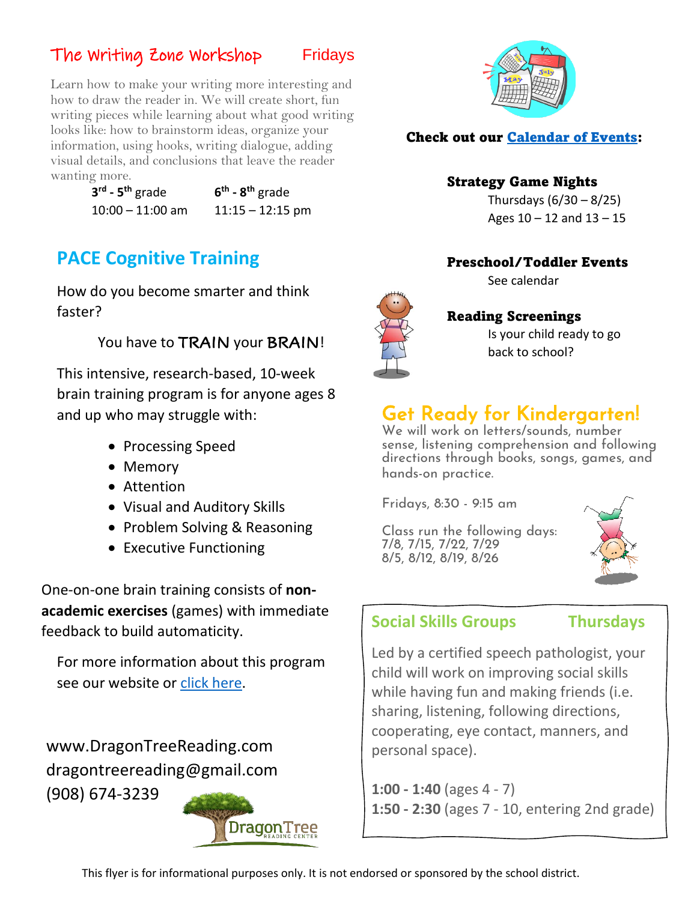## The Writing Zone Workshop — Fridays

Learn how to make your writing more interesting and how to draw the reader in. We will create short, fun writing pieces while learning about what good writing looks like: how to brainstorm ideas, organize your information, using hooks, writing dialogue, adding visual details, and conclusions that leave the reader wanting more.

| 3rd - 5th grade | 6th - 8th grade |
|---|---|
| 10:00 – 11:00 am | 11:15 – 12:15 pm |

## PACE Cognitive Training

How do you become smarter and think faster?

You have to TRAIN your BRAIN!

This intensive, research-based, 10-week brain training program is for anyone ages 8 and up who may struggle with:

- Processing Speed
- Memory
- Attention
- Visual and Auditory Skills
- Problem Solving & Reasoning
- Executive Functioning

One-on-one brain training consists of **non-academic exercises** (games) with immediate feedback to build automaticity.

For more information about this program see our website or click here.

www.DragonTreeReading.com
dragontreereading@gmail.com
(908) 674-3239

**Check out our Calendar of Events:**

**Strategy Game Nights**
Thursdays (6/30 – 8/25)
Ages 10 – 12 and 13 – 15

**Preschool/Toddler Events**
See calendar

**Reading Screenings**
Is your child ready to go back to school?

## Get Ready for Kindergarten!

We will work on letters/sounds, number sense, listening comprehension and following directions through books, songs, games, and hands-on practice.

Fridays, 8:30 - 9:15 am

Class run the following days:
7/8, 7/15, 7/22, 7/29
8/5, 8/12, 8/19, 8/26

## Social Skills Groups — Thursdays

Led by a certified speech pathologist, your child will work on improving social skills while having fun and making friends (i.e. sharing, listening, following directions, cooperating, eye contact, manners, and personal space).

**1:00 - 1:40** (ages 4 - 7)
**1:50 - 2:30** (ages 7 - 10, entering 2nd grade)

This flyer is for informational purposes only. It is not endorsed or sponsored by the school district.